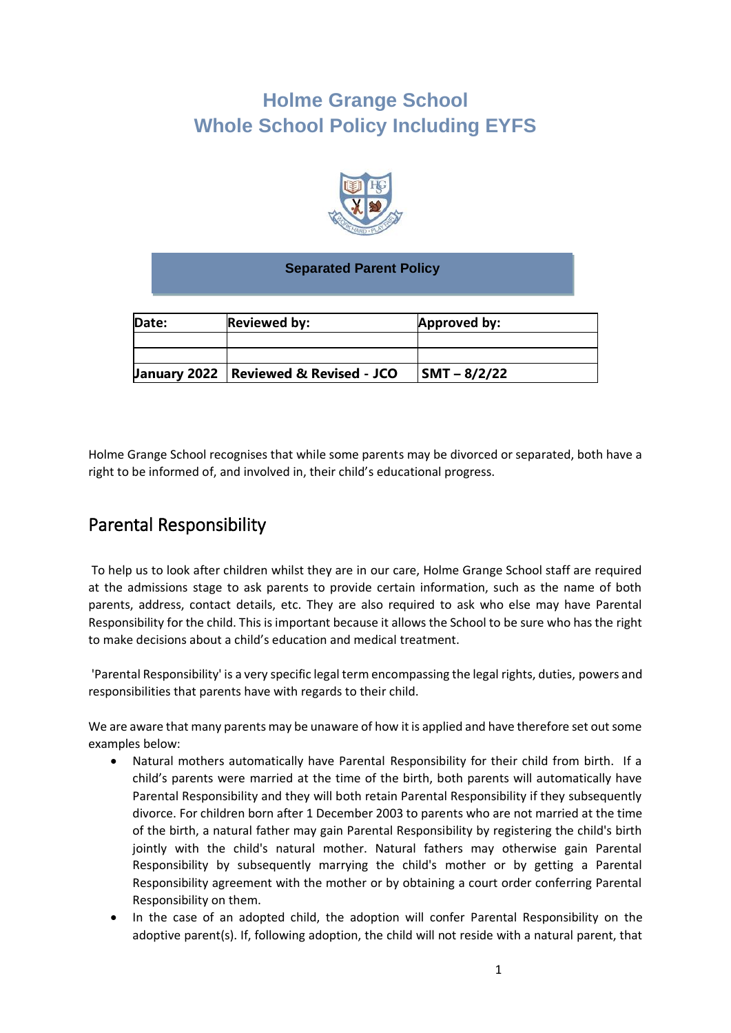# Holme Grange School
# Whole School Policy Including EYFS

**Separated Parent Policy**

| Date: | Reviewed by: | Approved by: |
|---|---|---|
| | | |
| | | |
| January 2022 | Reviewed & Revised - JCO | SMT – 8/2/22 |

Holme Grange School recognises that while some parents may be divorced or separated, both have a right to be informed of, and involved in, their child's educational progress.

## Parental Responsibility

To help us to look after children whilst they are in our care, Holme Grange School staff are required at the admissions stage to ask parents to provide certain information, such as the name of both parents, address, contact details, etc. They are also required to ask who else may have Parental Responsibility for the child. This is important because it allows the School to be sure who has the right to make decisions about a child's education and medical treatment.

'Parental Responsibility' is a very specific legal term encompassing the legal rights, duties, powers and responsibilities that parents have with regards to their child.

We are aware that many parents may be unaware of how it is applied and have therefore set out some examples below:

- Natural mothers automatically have Parental Responsibility for their child from birth. If a child's parents were married at the time of the birth, both parents will automatically have Parental Responsibility and they will both retain Parental Responsibility if they subsequently divorce. For children born after 1 December 2003 to parents who are not married at the time of the birth, a natural father may gain Parental Responsibility by registering the child's birth jointly with the child's natural mother. Natural fathers may otherwise gain Parental Responsibility by subsequently marrying the child's mother or by getting a Parental Responsibility agreement with the mother or by obtaining a court order conferring Parental Responsibility on them.
- In the case of an adopted child, the adoption will confer Parental Responsibility on the adoptive parent(s). If, following adoption, the child will not reside with a natural parent, that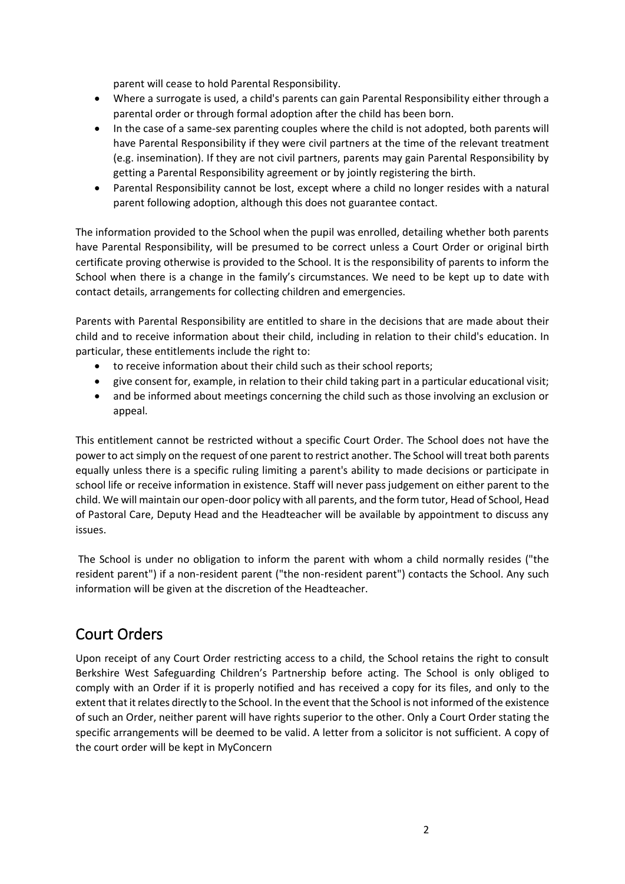parent will cease to hold Parental Responsibility.

- Where a surrogate is used, a child's parents can gain Parental Responsibility either through a parental order or through formal adoption after the child has been born.
- In the case of a same-sex parenting couples where the child is not adopted, both parents will have Parental Responsibility if they were civil partners at the time of the relevant treatment (e.g. insemination). If they are not civil partners, parents may gain Parental Responsibility by getting a Parental Responsibility agreement or by jointly registering the birth.
- Parental Responsibility cannot be lost, except where a child no longer resides with a natural parent following adoption, although this does not guarantee contact.

The information provided to the School when the pupil was enrolled, detailing whether both parents have Parental Responsibility, will be presumed to be correct unless a Court Order or original birth certificate proving otherwise is provided to the School. It is the responsibility of parents to inform the School when there is a change in the family's circumstances. We need to be kept up to date with contact details, arrangements for collecting children and emergencies.

Parents with Parental Responsibility are entitled to share in the decisions that are made about their child and to receive information about their child, including in relation to their child's education. In particular, these entitlements include the right to:

- to receive information about their child such as their school reports;
- give consent for, example, in relation to their child taking part in a particular educational visit;
- and be informed about meetings concerning the child such as those involving an exclusion or appeal.

This entitlement cannot be restricted without a specific Court Order. The School does not have the power to act simply on the request of one parent to restrict another. The School will treat both parents equally unless there is a specific ruling limiting a parent's ability to made decisions or participate in school life or receive information in existence. Staff will never pass judgement on either parent to the child. We will maintain our open-door policy with all parents, and the form tutor, Head of School, Head of Pastoral Care, Deputy Head and the Headteacher will be available by appointment to discuss any issues.

The School is under no obligation to inform the parent with whom a child normally resides ("the resident parent") if a non-resident parent ("the non-resident parent") contacts the School. Any such information will be given at the discretion of the Headteacher.

## Court Orders

Upon receipt of any Court Order restricting access to a child, the School retains the right to consult Berkshire West Safeguarding Children's Partnership before acting. The School is only obliged to comply with an Order if it is properly notified and has received a copy for its files, and only to the extent that it relates directly to the School. In the event that the School is not informed of the existence of such an Order, neither parent will have rights superior to the other. Only a Court Order stating the specific arrangements will be deemed to be valid. A letter from a solicitor is not sufficient. A copy of the court order will be kept in MyConcern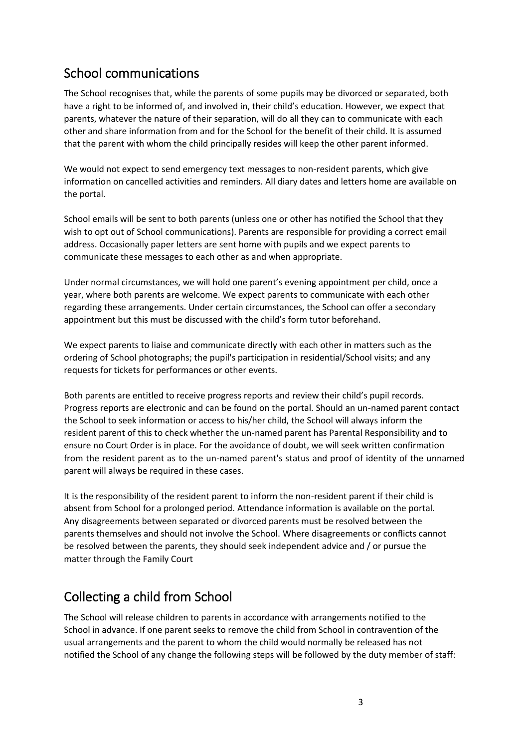## School communications

The School recognises that, while the parents of some pupils may be divorced or separated, both have a right to be informed of, and involved in, their child's education. However, we expect that parents, whatever the nature of their separation, will do all they can to communicate with each other and share information from and for the School for the benefit of their child. It is assumed that the parent with whom the child principally resides will keep the other parent informed.

We would not expect to send emergency text messages to non-resident parents, which give information on cancelled activities and reminders. All diary dates and letters home are available on the portal.

School emails will be sent to both parents (unless one or other has notified the School that they wish to opt out of School communications). Parents are responsible for providing a correct email address. Occasionally paper letters are sent home with pupils and we expect parents to communicate these messages to each other as and when appropriate.

Under normal circumstances, we will hold one parent's evening appointment per child, once a year, where both parents are welcome. We expect parents to communicate with each other regarding these arrangements. Under certain circumstances, the School can offer a secondary appointment but this must be discussed with the child's form tutor beforehand.

We expect parents to liaise and communicate directly with each other in matters such as the ordering of School photographs; the pupil's participation in residential/School visits; and any requests for tickets for performances or other events.

Both parents are entitled to receive progress reports and review their child's pupil records. Progress reports are electronic and can be found on the portal. Should an un-named parent contact the School to seek information or access to his/her child, the School will always inform the resident parent of this to check whether the un-named parent has Parental Responsibility and to ensure no Court Order is in place. For the avoidance of doubt, we will seek written confirmation from the resident parent as to the un-named parent's status and proof of identity of the unnamed parent will always be required in these cases.

It is the responsibility of the resident parent to inform the non-resident parent if their child is absent from School for a prolonged period. Attendance information is available on the portal. Any disagreements between separated or divorced parents must be resolved between the parents themselves and should not involve the School. Where disagreements or conflicts cannot be resolved between the parents, they should seek independent advice and / or pursue the matter through the Family Court

## Collecting a child from School

The School will release children to parents in accordance with arrangements notified to the School in advance. If one parent seeks to remove the child from School in contravention of the usual arrangements and the parent to whom the child would normally be released has not notified the School of any change the following steps will be followed by the duty member of staff: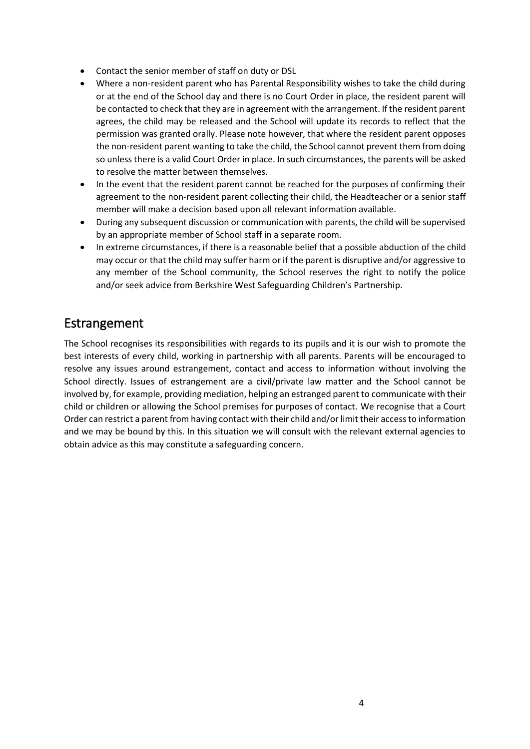- Contact the senior member of staff on duty or DSL
- Where a non-resident parent who has Parental Responsibility wishes to take the child during or at the end of the School day and there is no Court Order in place, the resident parent will be contacted to check that they are in agreement with the arrangement. If the resident parent agrees, the child may be released and the School will update its records to reflect that the permission was granted orally. Please note however, that where the resident parent opposes the non-resident parent wanting to take the child, the School cannot prevent them from doing so unless there is a valid Court Order in place. In such circumstances, the parents will be asked to resolve the matter between themselves.
- In the event that the resident parent cannot be reached for the purposes of confirming their agreement to the non-resident parent collecting their child, the Headteacher or a senior staff member will make a decision based upon all relevant information available.
- During any subsequent discussion or communication with parents, the child will be supervised by an appropriate member of School staff in a separate room.
- In extreme circumstances, if there is a reasonable belief that a possible abduction of the child may occur or that the child may suffer harm or if the parent is disruptive and/or aggressive to any member of the School community, the School reserves the right to notify the police and/or seek advice from Berkshire West Safeguarding Children's Partnership.

## Estrangement

The School recognises its responsibilities with regards to its pupils and it is our wish to promote the best interests of every child, working in partnership with all parents. Parents will be encouraged to resolve any issues around estrangement, contact and access to information without involving the School directly. Issues of estrangement are a civil/private law matter and the School cannot be involved by, for example, providing mediation, helping an estranged parent to communicate with their child or children or allowing the School premises for purposes of contact. We recognise that a Court Order can restrict a parent from having contact with their child and/or limit their access to information and we may be bound by this. In this situation we will consult with the relevant external agencies to obtain advice as this may constitute a safeguarding concern.